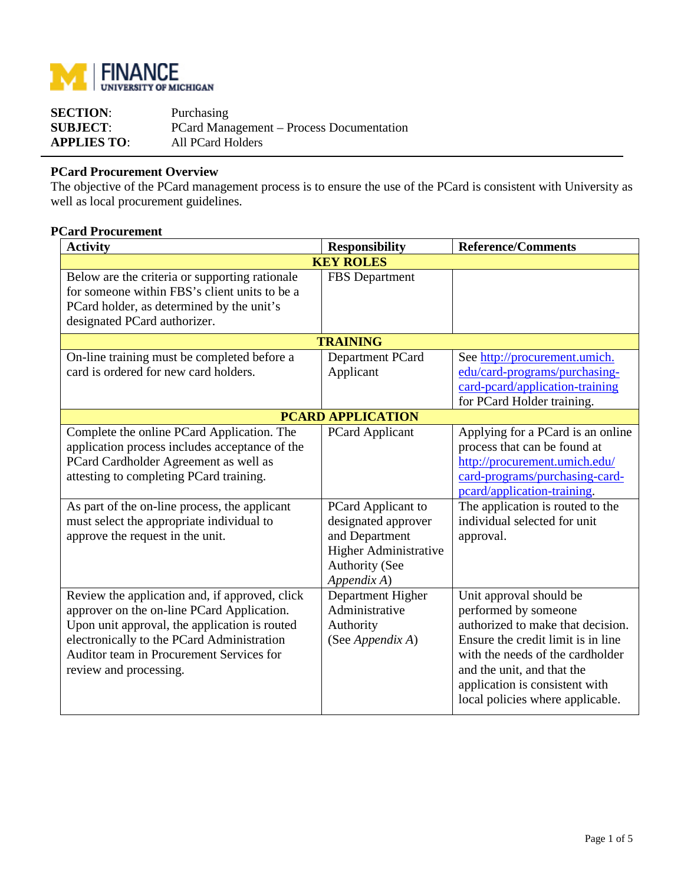**FINANCE**
**UNIVERSITY OF MICHIGAN**

**SECTION**: Purchasing
**SUBJECT**: PCard Management – Process Documentation
**APPLIES TO**: All PCard Holders

**PCard Procurement Overview**

The objective of the PCard management process is to ensure the use of the PCard is consistent with University as well as local procurement guidelines.

**PCard Procurement**

| Activity | Responsibility | Reference/Comments |
|---|---|---|
| **KEY ROLES** | | |
| Below are the criteria or supporting rationale for someone within FBS's client units to be a PCard holder, as determined by the unit's designated PCard authorizer. | FBS Department | |
| **TRAINING** | | |
| On-line training must be completed before a card is ordered for new card holders. | Department PCard Applicant | See http://procurement.umich.edu/card-programs/purchasing-card-pcard/application-training for PCard Holder training. |
| **PCARD APPLICATION** | | |
| Complete the online PCard Application. The application process includes acceptance of the PCard Cardholder Agreement as well as attesting to completing PCard training. | PCard Applicant | Applying for a PCard is an online process that can be found at http://procurement.umich.edu/card-programs/purchasing-card-pcard/application-training. |
| As part of the on-line process, the applicant must select the appropriate individual to approve the request in the unit. | PCard Applicant to designated approver and Department Higher Administrative Authority (See *Appendix A*) | The application is routed to the individual selected for unit approval. |
| Review the application and, if approved, click approver on the on-line PCard Application. Upon unit approval, the application is routed electronically to the PCard Administration Auditor team in Procurement Services for review and processing. | Department Higher Administrative Authority (See *Appendix A*) | Unit approval should be performed by someone authorized to make that decision. Ensure the credit limit is in line with the needs of the cardholder and the unit, and that the application is consistent with local policies where applicable. |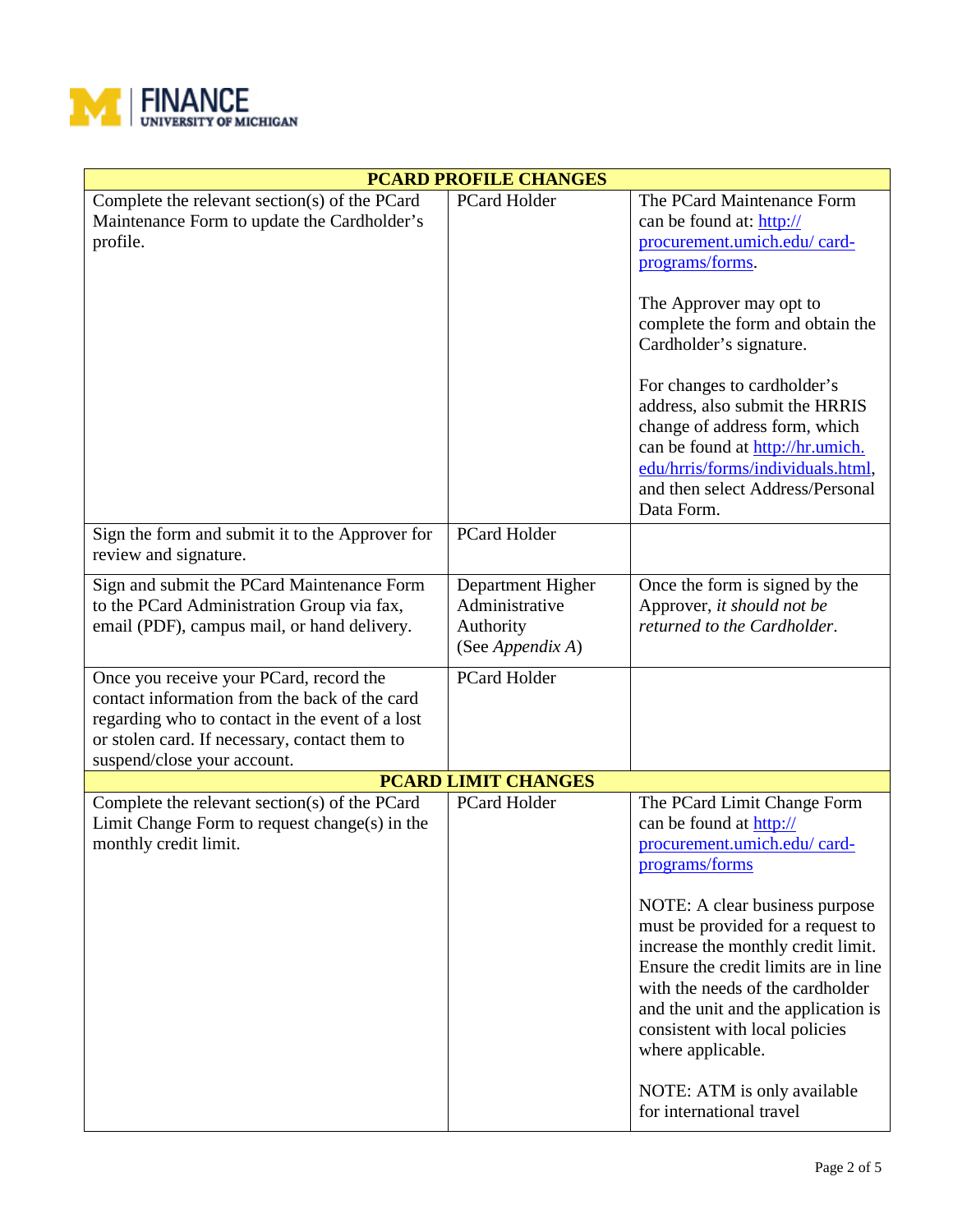| PCARD PROFILE CHANGES | | |
|---|---|---|
| Complete the relevant section(s) of the PCard Maintenance Form to update the Cardholder's profile. | PCard Holder | The PCard Maintenance Form can be found at: http:// procurement.umich.edu/ card-programs/forms.<br><br>The Approver may opt to complete the form and obtain the Cardholder's signature.<br><br>For changes to cardholder's address, also submit the HRRIS change of address form, which can be found at http://hr.umich.edu/hrris/forms/individuals.html, and then select Address/Personal Data Form. |
| Sign the form and submit it to the Approver for review and signature. | PCard Holder | |
| Sign and submit the PCard Maintenance Form to the PCard Administration Group via fax, email (PDF), campus mail, or hand delivery. | Department Higher Administrative Authority (See *Appendix A*) | Once the form is signed by the Approver, *it should not be returned to the Cardholder*. |
| Once you receive your PCard, record the contact information from the back of the card regarding who to contact in the event of a lost or stolen card. If necessary, contact them to suspend/close your account. | PCard Holder | |
| **PCARD LIMIT CHANGES** | | |
| Complete the relevant section(s) of the PCard Limit Change Form to request change(s) in the monthly credit limit. | PCard Holder | The PCard Limit Change Form can be found at http:// procurement.umich.edu/ card-programs/forms<br><br>NOTE: A clear business purpose must be provided for a request to increase the monthly credit limit. Ensure the credit limits are in line with the needs of the cardholder and the unit and the application is consistent with local policies where applicable.<br><br>NOTE: ATM is only available for international travel |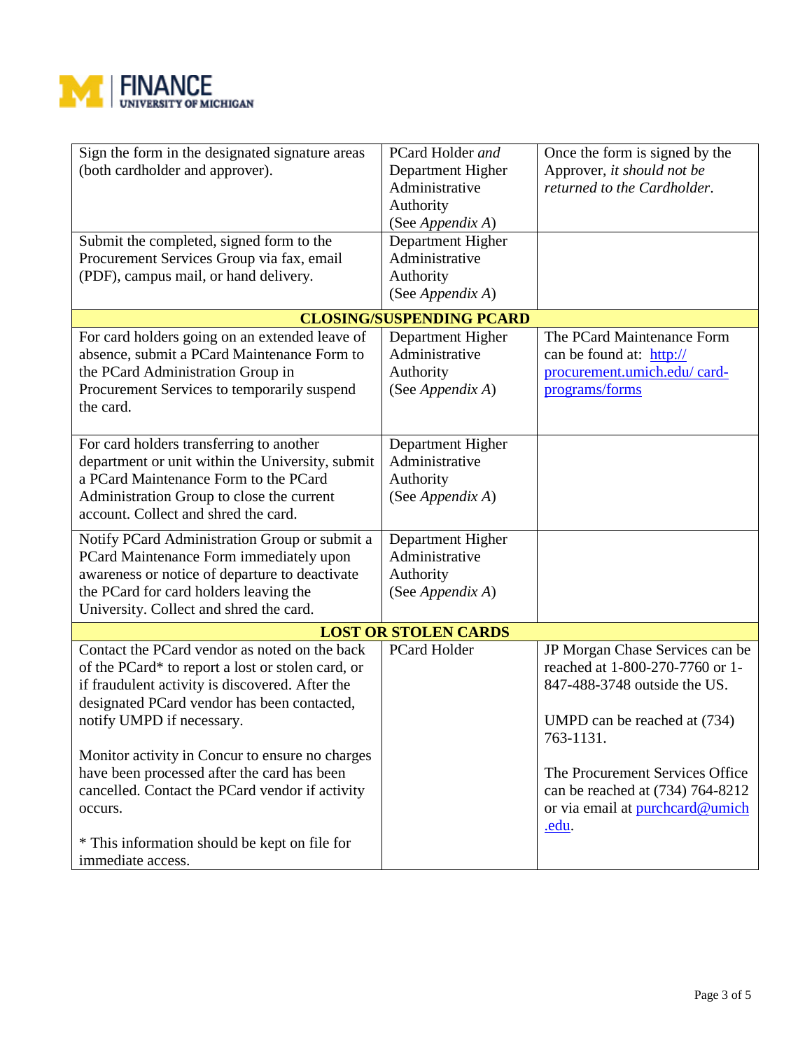| | | |
|---|---|---|
| Sign the form in the designated signature areas (both cardholder and approver). | PCard Holder *and* Department Higher Administrative Authority (See *Appendix A*) | Once the form is signed by the Approver, *it should not be returned to the Cardholder*. |
| Submit the completed, signed form to the Procurement Services Group via fax, email (PDF), campus mail, or hand delivery. | Department Higher Administrative Authority (See *Appendix A*) | |
| **CLOSING/SUSPENDING PCARD** | | |
| For card holders going on an extended leave of absence, submit a PCard Maintenance Form to the PCard Administration Group in Procurement Services to temporarily suspend the card. | Department Higher Administrative Authority (See *Appendix A*) | The PCard Maintenance Form can be found at: [http://procurement.umich.edu/card-programs/forms](http://procurement.umich.edu/card-programs/forms) |
| For card holders transferring to another department or unit within the University, submit a PCard Maintenance Form to the PCard Administration Group to close the current account. Collect and shred the card. | Department Higher Administrative Authority (See *Appendix A*) | |
| Notify PCard Administration Group or submit a PCard Maintenance Form immediately upon awareness or notice of departure to deactivate the PCard for card holders leaving the University. Collect and shred the card. | Department Higher Administrative Authority (See *Appendix A*) | |
| **LOST OR STOLEN CARDS** | | |
| Contact the PCard vendor as noted on the back of the PCard* to report a lost or stolen card, or if fraudulent activity is discovered. After the designated PCard vendor has been contacted, notify UMPD if necessary.<br><br>Monitor activity in Concur to ensure no charges have been processed after the card has been cancelled. Contact the PCard vendor if activity occurs.<br><br>* This information should be kept on file for immediate access. | PCard Holder | JP Morgan Chase Services can be reached at 1-800-270-7760 or 1-847-488-3748 outside the US.<br><br>UMPD can be reached at (734) 763-1131.<br><br>The Procurement Services Office can be reached at (734) 764-8212 or via email at [purchcard@umich.edu](mailto:purchcard@umich.edu). |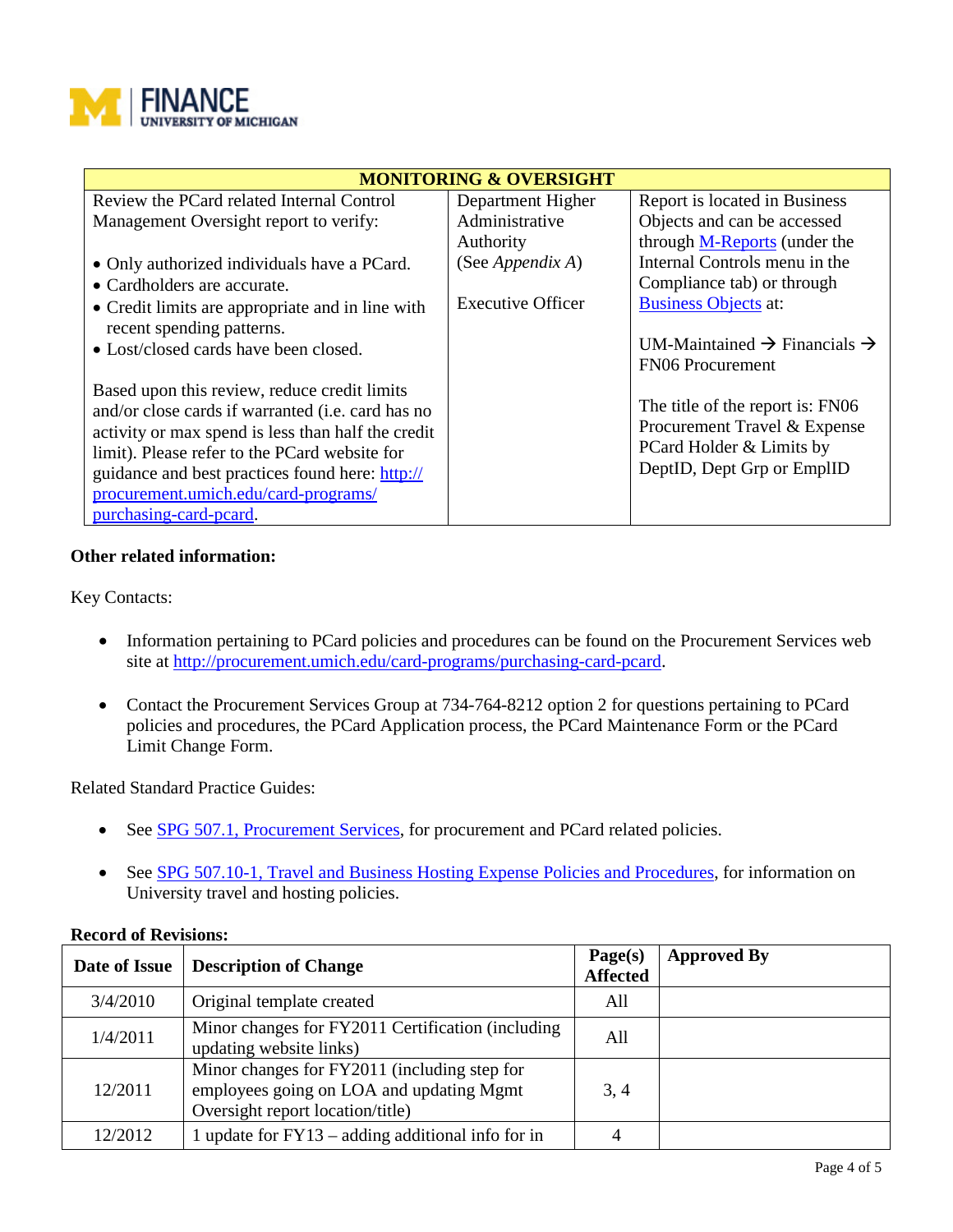| MONITORING & OVERSIGHT | | |
|---|---|---|
| Review the PCard related Internal Control Management Oversight report to verify:<br><br>• Only authorized individuals have a PCard.<br>• Cardholders are accurate.<br>• Credit limits are appropriate and in line with recent spending patterns.<br>• Lost/closed cards have been closed.<br><br>Based upon this review, reduce credit limits and/or close cards if warranted (i.e. card has no activity or max spend is less than half the credit limit). Please refer to the PCard website for guidance and best practices found here: http://procurement.umich.edu/card-programs/purchasing-card-pcard. | Department Higher Administrative Authority (See *Appendix A*)<br><br>Executive Officer | Report is located in Business Objects and can be accessed through M-Reports (under the Internal Controls menu in the Compliance tab) or through Business Objects at:<br><br>UM-Maintained → Financials → FN06 Procurement<br><br>The title of the report is: FN06 Procurement Travel & Expense PCard Holder & Limits by DeptID, Dept Grp or EmplID |

**Other related information:**

Key Contacts:

- Information pertaining to PCard policies and procedures can be found on the Procurement Services web site at http://procurement.umich.edu/card-programs/purchasing-card-pcard.

- Contact the Procurement Services Group at 734-764-8212 option 2 for questions pertaining to PCard policies and procedures, the PCard Application process, the PCard Maintenance Form or the PCard Limit Change Form.

Related Standard Practice Guides:

- See SPG 507.1, Procurement Services, for procurement and PCard related policies.

- See SPG 507.10-1, Travel and Business Hosting Expense Policies and Procedures, for information on University travel and hosting policies.

**Record of Revisions:**

| Date of Issue | Description of Change | Page(s) Affected | Approved By |
|---|---|---|---|
| 3/4/2010 | Original template created | All | |
| 1/4/2011 | Minor changes for FY2011 Certification (including updating website links) | All | |
| 12/2011 | Minor changes for FY2011 (including step for employees going on LOA and updating Mgmt Oversight report location/title) | 3, 4 | |
| 12/2012 | 1 update for FY13 – adding additional info for in | 4 | |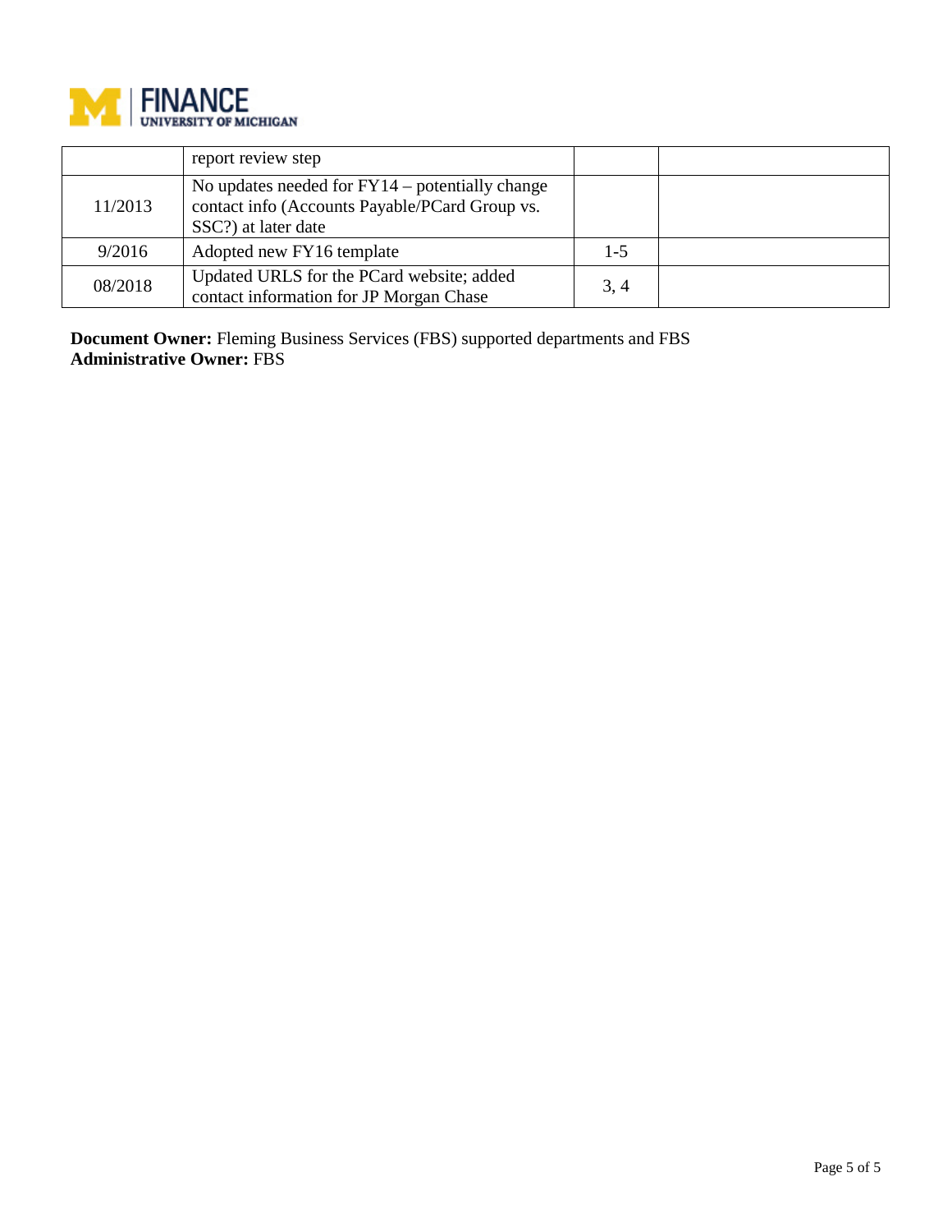| | | | |
|---|---|---|---|
| | report review step | | |
| 11/2013 | No updates needed for FY14 – potentially change contact info (Accounts Payable/PCard Group vs. SSC?) at later date | | |
| 9/2016 | Adopted new FY16 template | 1-5 | |
| 08/2018 | Updated URLS for the PCard website; added contact information for JP Morgan Chase | 3, 4 | |

**Document Owner:** Fleming Business Services (FBS) supported departments and FBS
**Administrative Owner:** FBS